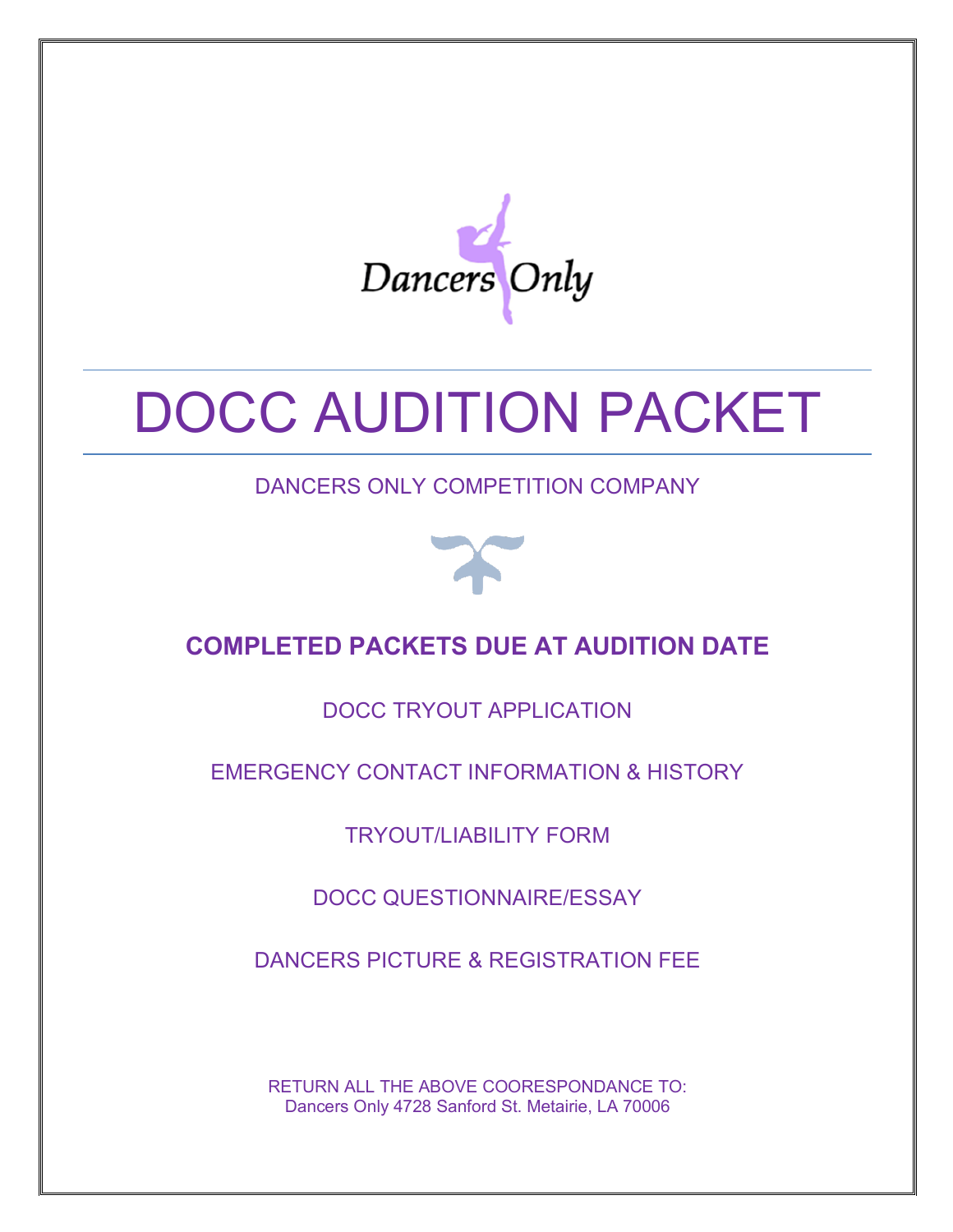Dancers Only

# DOCC AUDITION PACKET

DANCERS ONLY COMPETITION COMPANY

**COMPLETED PACKETS DUE AT AUDITION DATE**

DOCC TRYOUT APPLICATION

EMERGENCY CONTACT INFORMATION & HISTORY

TRYOUT/LIABILITY FORM

DOCC QUESTIONNAIRE/ESSAY

DANCERS PICTURE & REGISTRATION FEE

RETURN ALL THE ABOVE COORESPONDANCE TO:
Dancers Only 4728 Sanford St. Metairie, LA 70006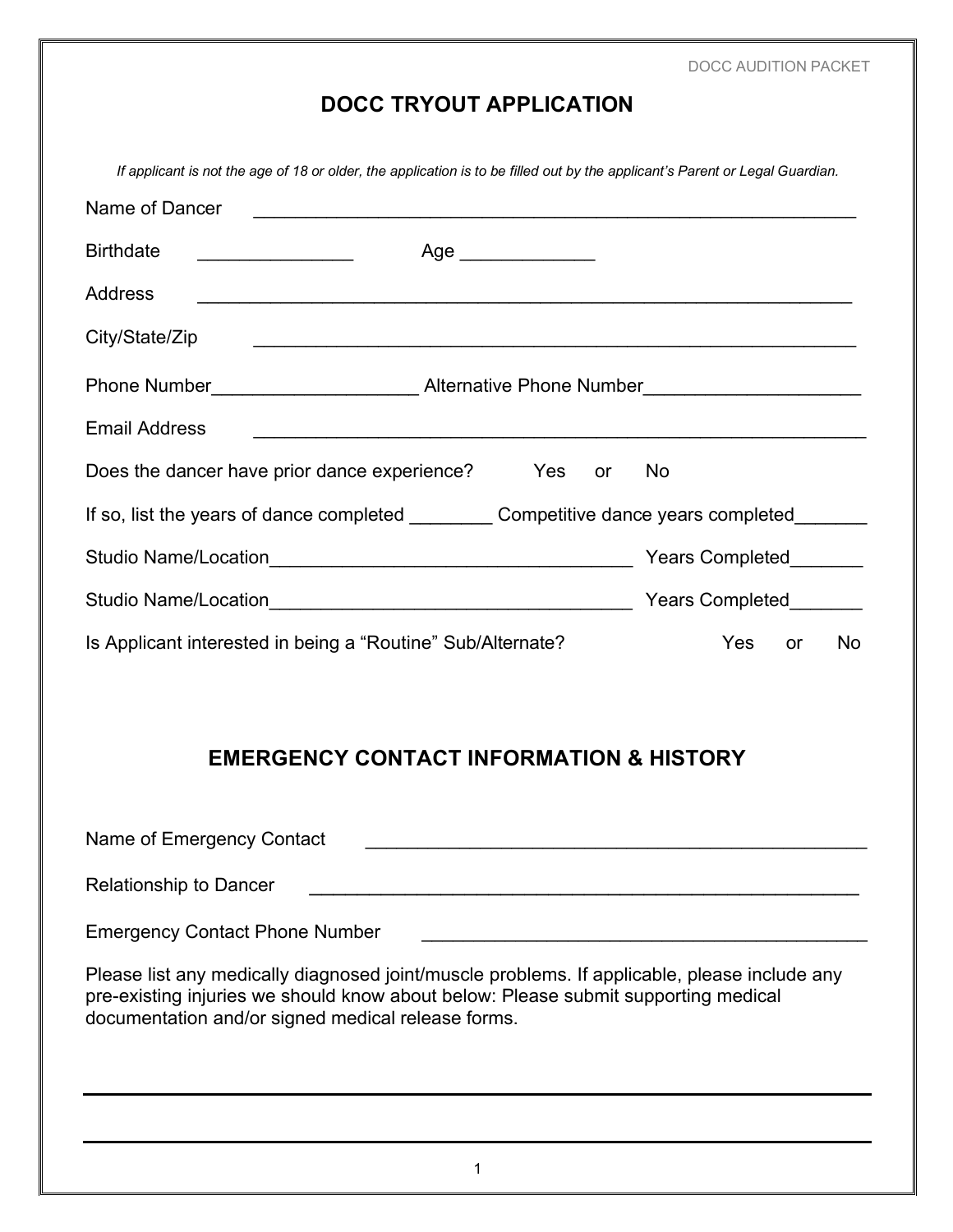# DOCC TRYOUT APPLICATION

*If applicant is not the age of 18 or older, the application is to be filled out by the applicant's Parent or Legal Guardian.*

Name of Dancer ____________________________________________________________

Birthdate _______________ Age _____________

Address __________________________________________________________________

City/State/Zip ____________________________________________________________

Phone Number____________________ Alternative Phone Number____________________

Email Address _____________________________________________________________

Does the dancer have prior dance experience? Yes or No

If so, list the years of dance completed ________ Competitive dance years completed_______

Studio Name/Location___________________________________ Years Completed_______

Studio Name/Location___________________________________ Years Completed_______

Is Applicant interested in being a "Routine" Sub/Alternate? Yes or No

## EMERGENCY CONTACT INFORMATION & HISTORY

Name of Emergency Contact _________________________________________________

Relationship to Dancer ______________________________________________________

Emergency Contact Phone Number ____________________________________________

Please list any medically diagnosed joint/muscle problems. If applicable, please include any pre-existing injuries we should know about below: Please submit supporting medical documentation and/or signed medical release forms.

___________________________________________________________________________

___________________________________________________________________________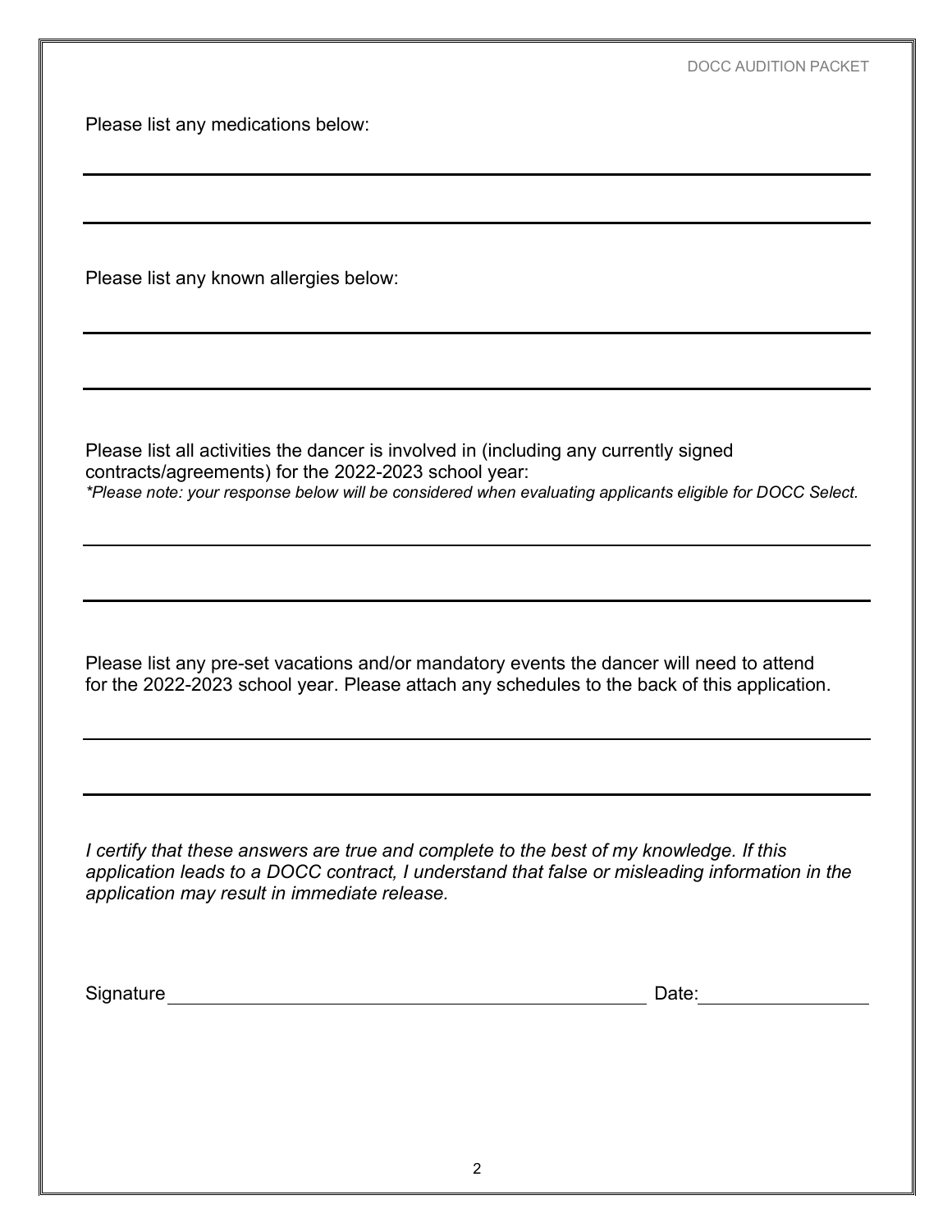Please list any medications below:

\_\_\_\_\_\_\_\_\_\_\_\_\_\_\_\_\_\_\_\_\_\_\_\_\_\_\_\_\_\_\_\_\_\_\_\_\_\_\_\_\_\_\_\_\_\_\_\_\_\_\_\_\_\_\_\_\_\_\_\_

\_\_\_\_\_\_\_\_\_\_\_\_\_\_\_\_\_\_\_\_\_\_\_\_\_\_\_\_\_\_\_\_\_\_\_\_\_\_\_\_\_\_\_\_\_\_\_\_\_\_\_\_\_\_\_\_\_\_\_\_

Please list any known allergies below:

\_\_\_\_\_\_\_\_\_\_\_\_\_\_\_\_\_\_\_\_\_\_\_\_\_\_\_\_\_\_\_\_\_\_\_\_\_\_\_\_\_\_\_\_\_\_\_\_\_\_\_\_\_\_\_\_\_\_\_\_

\_\_\_\_\_\_\_\_\_\_\_\_\_\_\_\_\_\_\_\_\_\_\_\_\_\_\_\_\_\_\_\_\_\_\_\_\_\_\_\_\_\_\_\_\_\_\_\_\_\_\_\_\_\_\_\_\_\_\_\_

Please list all activities the dancer is involved in (including any currently signed contracts/agreements) for the 2022-2023 school year:
*\*Please note: your response below will be considered when evaluating applicants eligible for DOCC Select.*

\_\_\_\_\_\_\_\_\_\_\_\_\_\_\_\_\_\_\_\_\_\_\_\_\_\_\_\_\_\_\_\_\_\_\_\_\_\_\_\_\_\_\_\_\_\_\_\_\_\_\_\_\_\_\_\_\_\_\_\_

\_\_\_\_\_\_\_\_\_\_\_\_\_\_\_\_\_\_\_\_\_\_\_\_\_\_\_\_\_\_\_\_\_\_\_\_\_\_\_\_\_\_\_\_\_\_\_\_\_\_\_\_\_\_\_\_\_\_\_\_

Please list any pre-set vacations and/or mandatory events the dancer will need to attend for the 2022-2023 school year. Please attach any schedules to the back of this application.

\_\_\_\_\_\_\_\_\_\_\_\_\_\_\_\_\_\_\_\_\_\_\_\_\_\_\_\_\_\_\_\_\_\_\_\_\_\_\_\_\_\_\_\_\_\_\_\_\_\_\_\_\_\_\_\_\_\_\_\_

\_\_\_\_\_\_\_\_\_\_\_\_\_\_\_\_\_\_\_\_\_\_\_\_\_\_\_\_\_\_\_\_\_\_\_\_\_\_\_\_\_\_\_\_\_\_\_\_\_\_\_\_\_\_\_\_\_\_\_\_

*I certify that these answers are true and complete to the best of my knowledge. If this application leads to a DOCC contract, I understand that false or misleading information in the application may result in immediate release.*

Signature \_\_\_\_\_\_\_\_\_\_\_\_\_\_\_\_\_\_\_\_\_\_\_\_\_\_\_\_\_\_\_\_\_\_\_\_\_\_\_\_ Date: \_\_\_\_\_\_\_\_\_\_\_\_\_\_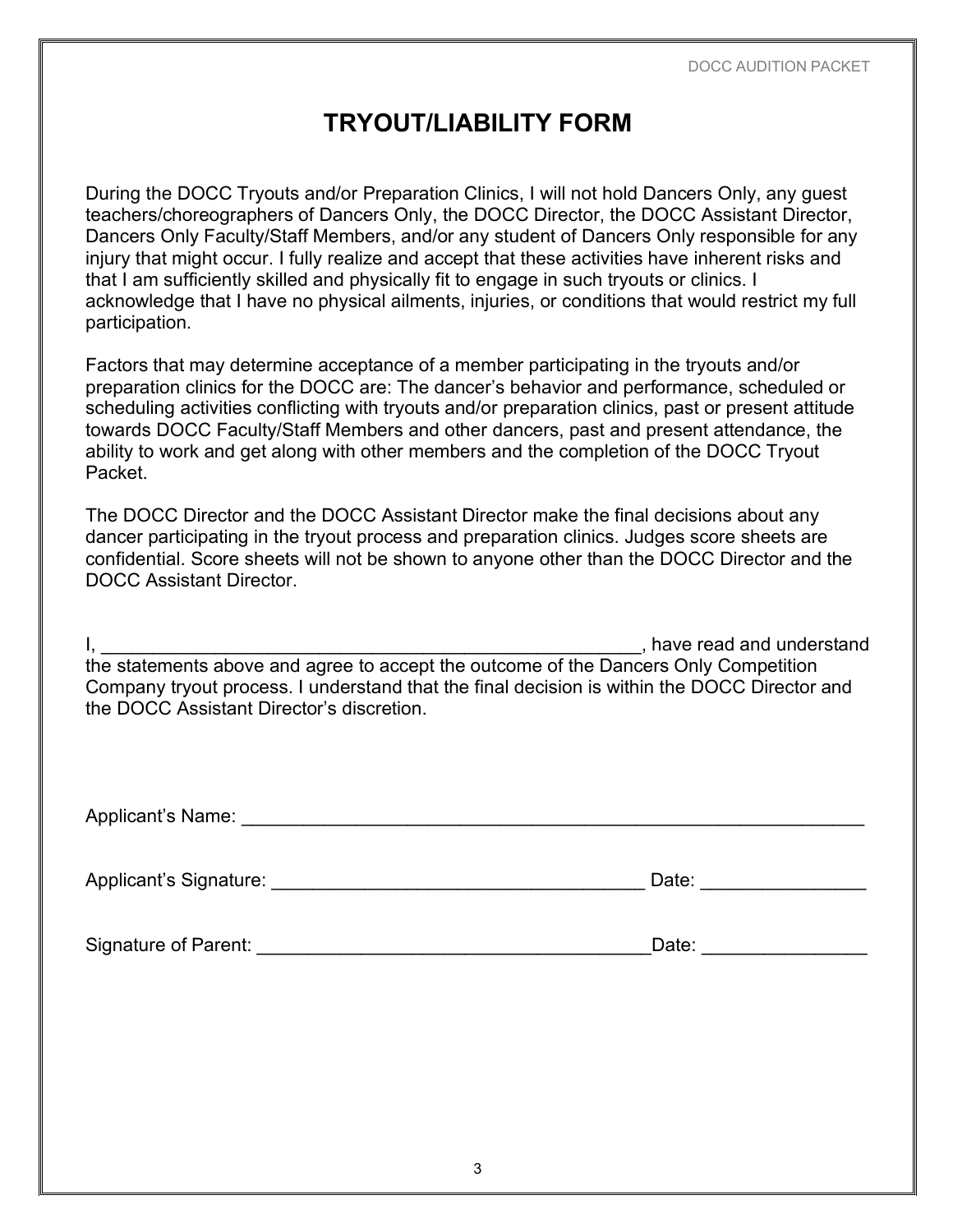# TRYOUT/LIABILITY FORM

During the DOCC Tryouts and/or Preparation Clinics, I will not hold Dancers Only, any guest teachers/choreographers of Dancers Only, the DOCC Director, the DOCC Assistant Director, Dancers Only Faculty/Staff Members, and/or any student of Dancers Only responsible for any injury that might occur. I fully realize and accept that these activities have inherent risks and that I am sufficiently skilled and physically fit to engage in such tryouts or clinics. I acknowledge that I have no physical ailments, injuries, or conditions that would restrict my full participation.

Factors that may determine acceptance of a member participating in the tryouts and/or preparation clinics for the DOCC are: The dancer's behavior and performance, scheduled or scheduling activities conflicting with tryouts and/or preparation clinics, past or present attitude towards DOCC Faculty/Staff Members and other dancers, past and present attendance, the ability to work and get along with other members and the completion of the DOCC Tryout Packet.

The DOCC Director and the DOCC Assistant Director make the final decisions about any dancer participating in the tryout process and preparation clinics. Judges score sheets are confidential. Score sheets will not be shown to anyone other than the DOCC Director and the DOCC Assistant Director.

I, ______________________________________________________, have read and understand the statements above and agree to accept the outcome of the Dancers Only Competition Company tryout process. I understand that the final decision is within the DOCC Director and the DOCC Assistant Director's discretion.

Applicant's Name: ______________________________________________________________

Applicant's Signature: ____________________________________ Date: _______________

Signature of Parent: _____________________________________Date: _______________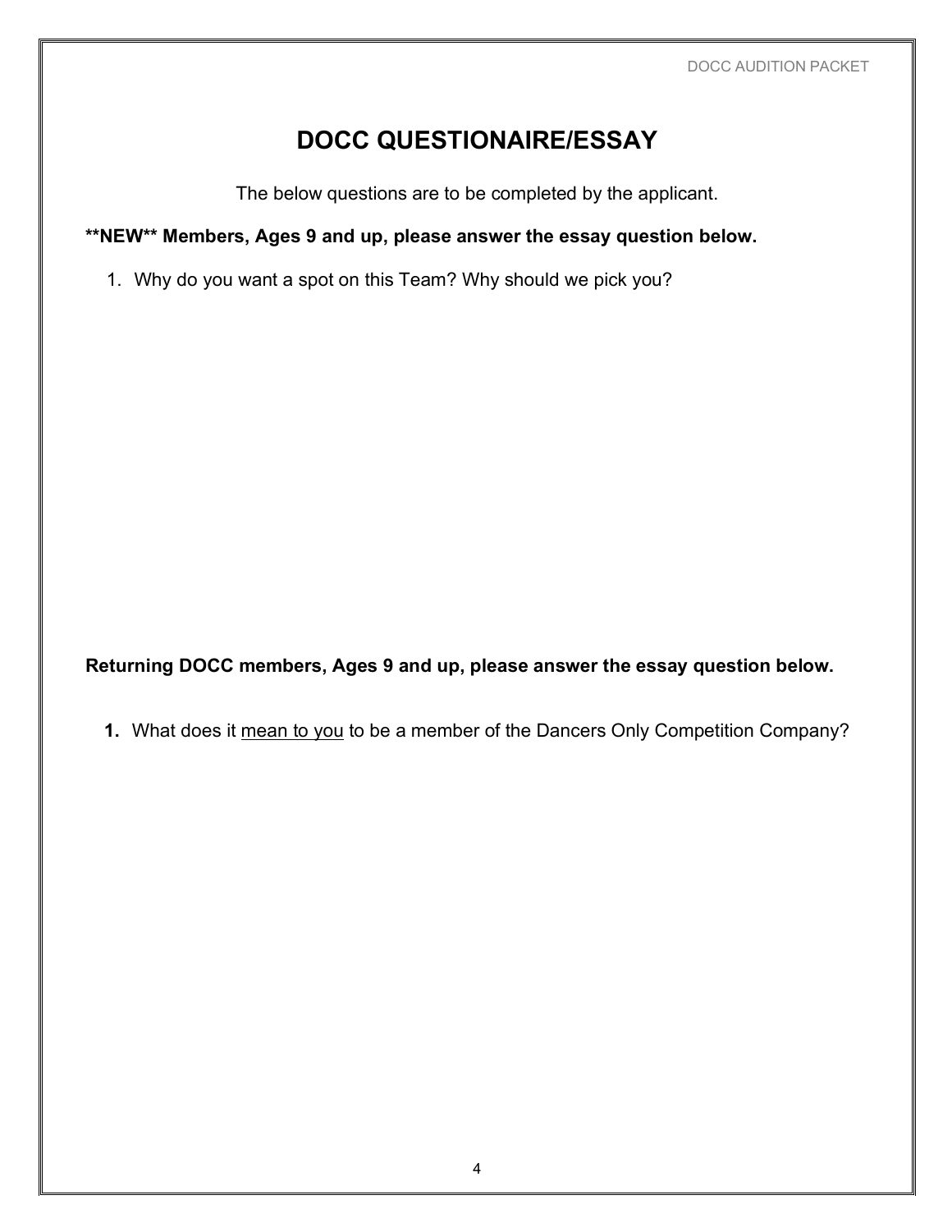# DOCC QUESTIONAIRE/ESSAY

The below questions are to be completed by the applicant.

**\*\*NEW\*\* Members, Ages 9 and up, please answer the essay question below.**

1. Why do you want a spot on this Team? Why should we pick you?

**Returning DOCC members, Ages 9 and up, please answer the essay question below.**

1. What does it <u>mean to you</u> to be a member of the Dancers Only Competition Company?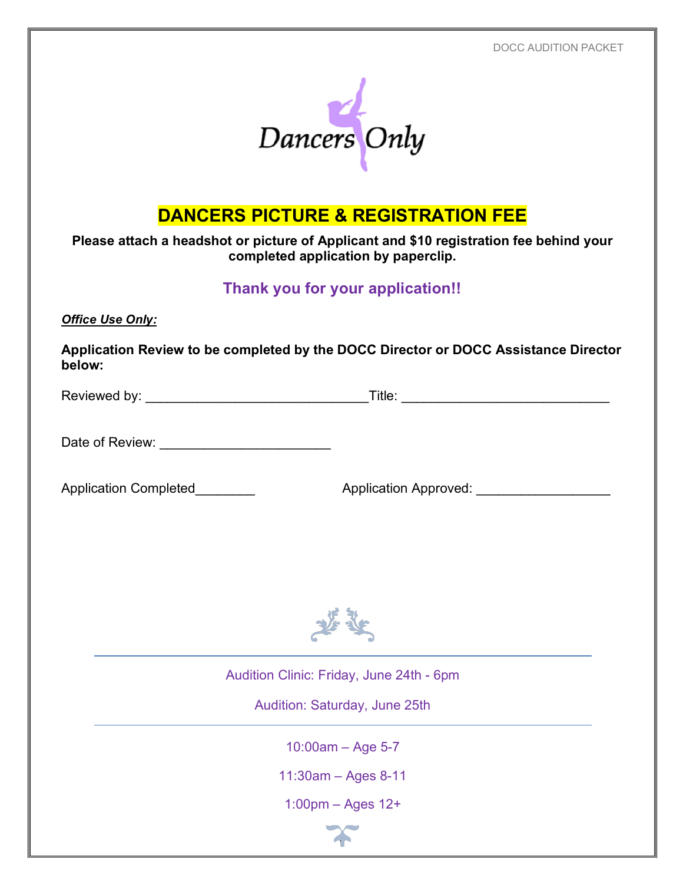Dancers Only

## DANCERS PICTURE & REGISTRATION FEE

**Please attach a headshot or picture of Applicant and $10 registration fee behind your completed application by paperclip.**

### Thank you for your application!!

***Office Use Only:***

**Application Review to be completed by the DOCC Director or DOCC Assistance Director below:**

Reviewed by: ______________________________Title: ____________________________

Date of Review: _______________________

Application Completed________ Application Approved: __________________

---

Audition Clinic: Friday, June 24th - 6pm

Audition: Saturday, June 25th

---

10:00am – Age 5-7

11:30am – Ages 8-11

1:00pm – Ages 12+